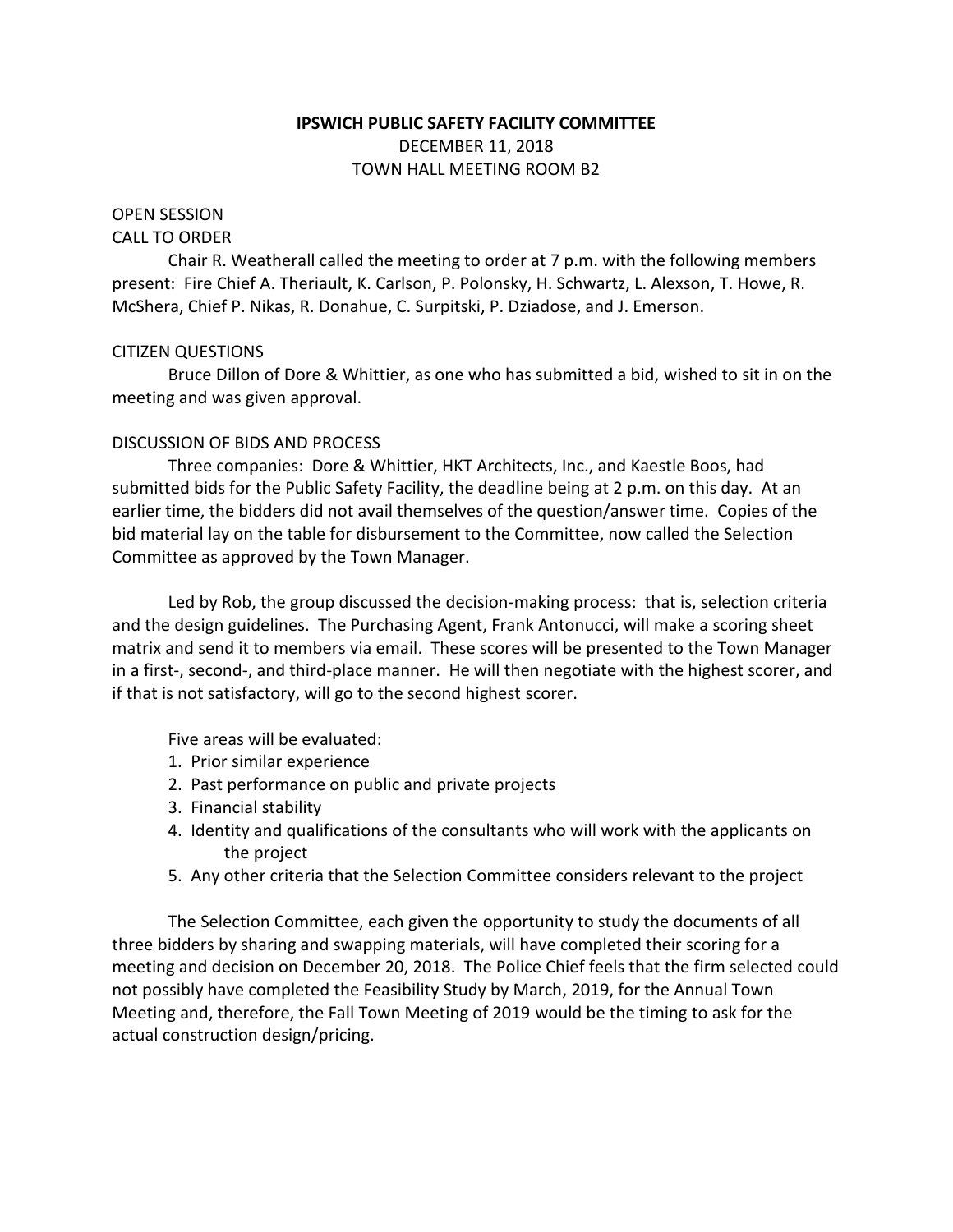# IPSWICH PUBLIC SAFETY FACILITY COMMITTEE

DECEMBER 11, 2018
TOWN HALL MEETING ROOM B2

OPEN SESSION

CALL TO ORDER

Chair R. Weatherall called the meeting to order at 7 p.m. with the following members present: Fire Chief A. Theriault, K. Carlson, P. Polonsky, H. Schwartz, L. Alexson, T. Howe, R. McShera, Chief P. Nikas, R. Donahue, C. Surpitski, P. Dziadose, and J. Emerson.

CITIZEN QUESTIONS

Bruce Dillon of Dore & Whittier, as one who has submitted a bid, wished to sit in on the meeting and was given approval.

DISCUSSION OF BIDS AND PROCESS

Three companies: Dore & Whittier, HKT Architects, Inc., and Kaestle Boos, had submitted bids for the Public Safety Facility, the deadline being at 2 p.m. on this day. At an earlier time, the bidders did not avail themselves of the question/answer time. Copies of the bid material lay on the table for disbursement to the Committee, now called the Selection Committee as approved by the Town Manager.

Led by Rob, the group discussed the decision-making process: that is, selection criteria and the design guidelines. The Purchasing Agent, Frank Antonucci, will make a scoring sheet matrix and send it to members via email. These scores will be presented to the Town Manager in a first-, second-, and third-place manner. He will then negotiate with the highest scorer, and if that is not satisfactory, will go to the second highest scorer.

Five areas will be evaluated:

1. Prior similar experience
2. Past performance on public and private projects
3. Financial stability
4. Identity and qualifications of the consultants who will work with the applicants on the project
5. Any other criteria that the Selection Committee considers relevant to the project

The Selection Committee, each given the opportunity to study the documents of all three bidders by sharing and swapping materials, will have completed their scoring for a meeting and decision on December 20, 2018. The Police Chief feels that the firm selected could not possibly have completed the Feasibility Study by March, 2019, for the Annual Town Meeting and, therefore, the Fall Town Meeting of 2019 would be the timing to ask for the actual construction design/pricing.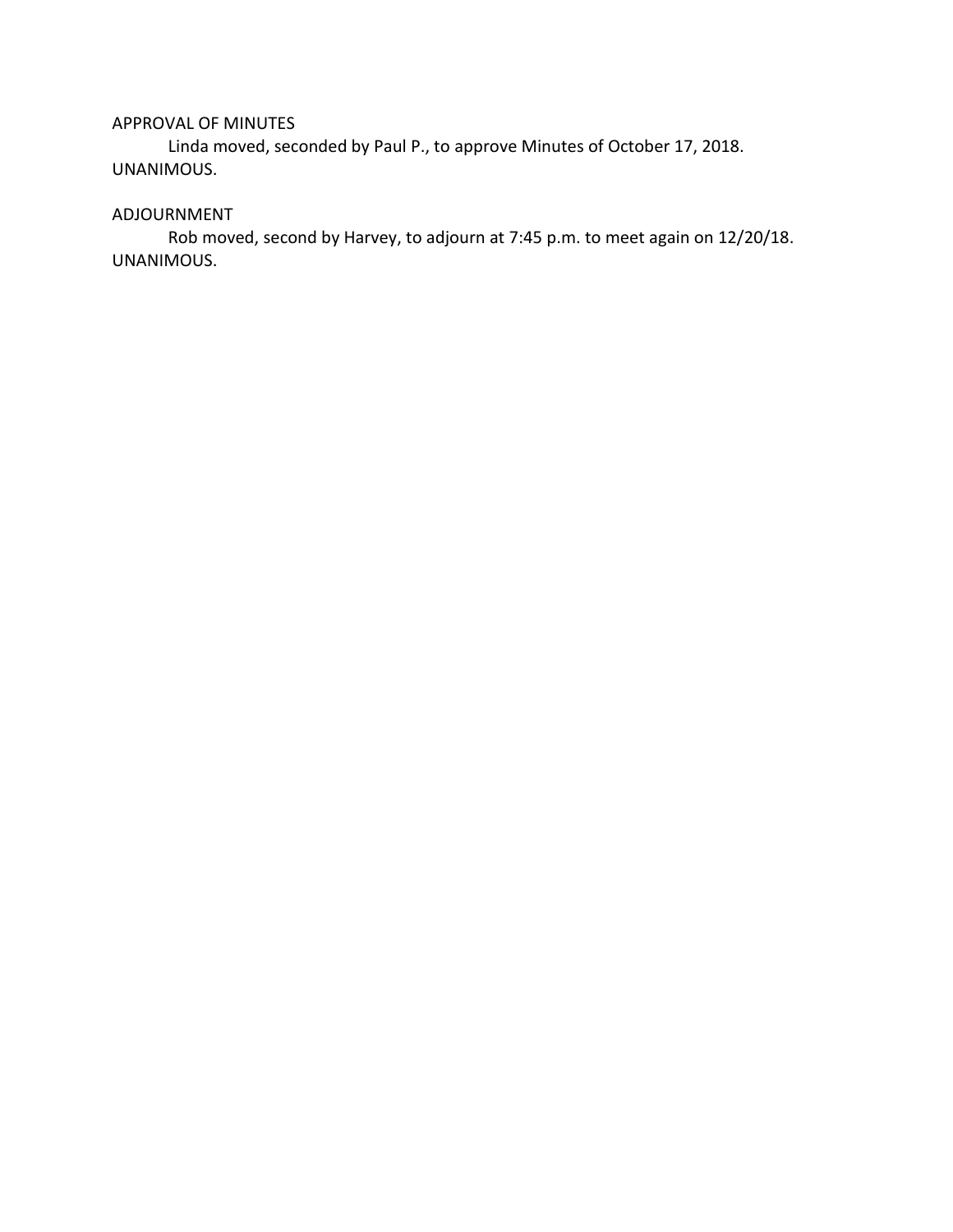APPROVAL OF MINUTES

Linda moved, seconded by Paul P., to approve Minutes of October 17, 2018. UNANIMOUS.

ADJOURNMENT

Rob moved, second by Harvey, to adjourn at 7:45 p.m. to meet again on 12/20/18. UNANIMOUS.